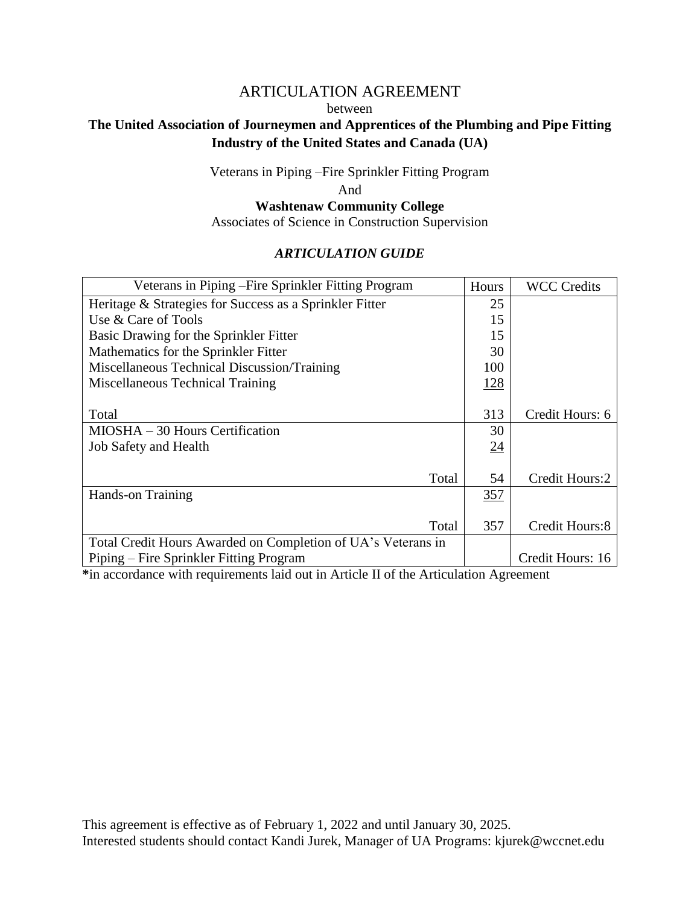# ARTICULATION AGREEMENT

between

**The United Association of Journeymen and Apprentices of the Plumbing and Pipe Fitting Industry of the United States and Canada (UA)**

Veterans in Piping –Fire Sprinkler Fitting Program

And

**Washtenaw Community College**

Associates of Science in Construction Supervision

### *ARTICULATION GUIDE*

| Veterans in Piping –Fire Sprinkler Fitting Program | Hours | WCC Credits |
|---|---|---|
| Heritage & Strategies for Success as a Sprinkler Fitter | 25 | |
| Use & Care of Tools | 15 | |
| Basic Drawing for the Sprinkler Fitter | 15 | |
| Mathematics for the Sprinkler Fitter | 30 | |
| Miscellaneous Technical Discussion/Training | 100 | |
| Miscellaneous Technical Training | 128 | |
| Total | 313 | Credit Hours: 6 |
| MIOSHA – 30 Hours Certification | 30 | |
| Job Safety and Health | 24 | |
| Total | 54 | Credit Hours:2 |
| Hands-on Training | 357 | |
| Total | 357 | Credit Hours:8 |
| Total Credit Hours Awarded on Completion of UA's Veterans in Piping – Fire Sprinkler Fitting Program | | Credit Hours: 16 |

**\***in accordance with requirements laid out in Article II of the Articulation Agreement

This agreement is effective as of February 1, 2022 and until January 30, 2025.
Interested students should contact Kandi Jurek, Manager of UA Programs: kjurek@wccnet.edu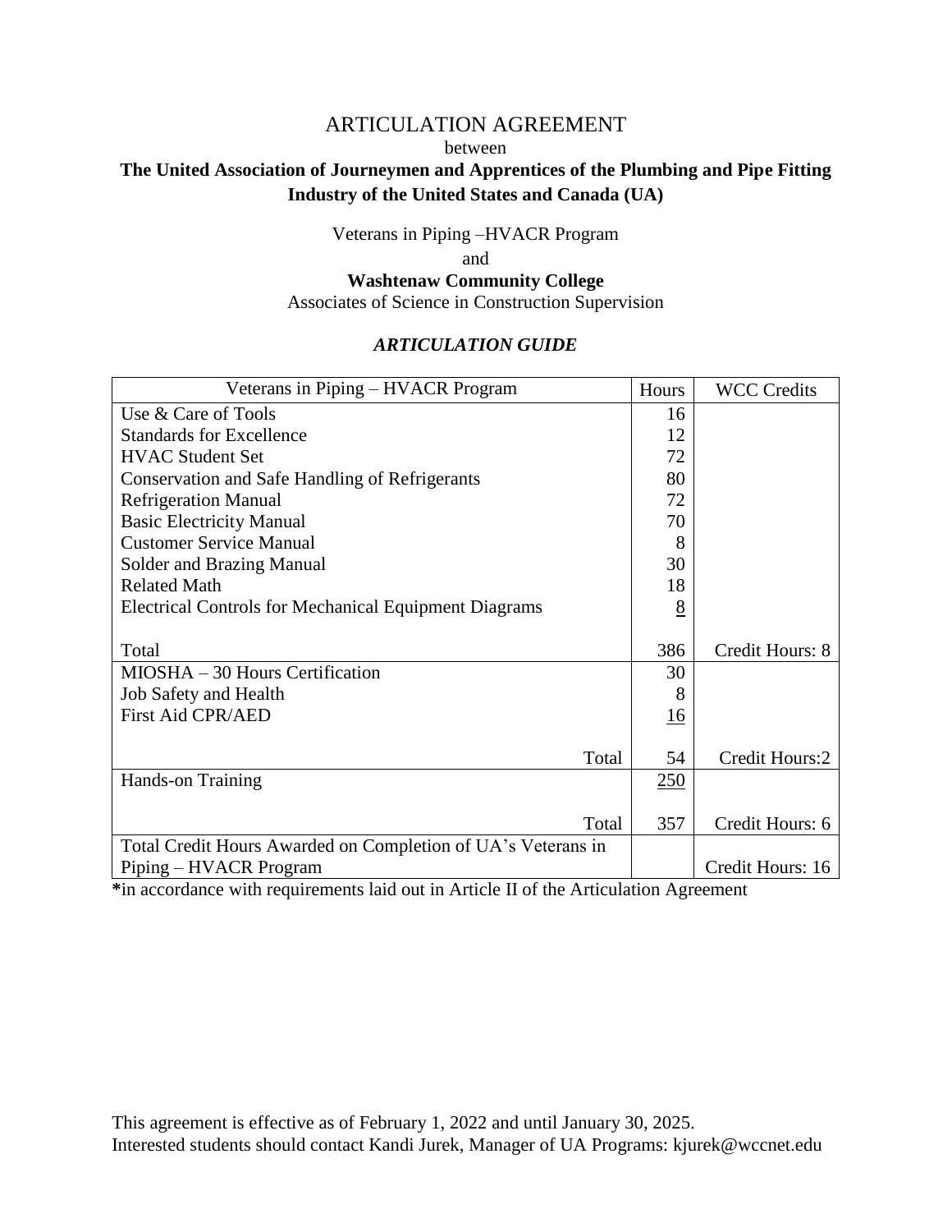# ARTICULATION AGREEMENT

between

**The United Association of Journeymen and Apprentices of the Plumbing and Pipe Fitting Industry of the United States and Canada (UA)**

Veterans in Piping –HVACR Program

and

**Washtenaw Community College**

Associates of Science in Construction Supervision

## *ARTICULATION GUIDE*

| Veterans in Piping – HVACR Program | Hours | WCC Credits |
|---|---|---|
| Use & Care of Tools | 16 | |
| Standards for Excellence | 12 | |
| HVAC Student Set | 72 | |
| Conservation and Safe Handling of Refrigerants | 80 | |
| Refrigeration Manual | 72 | |
| Basic Electricity Manual | 70 | |
| Customer Service Manual | 8 | |
| Solder and Brazing Manual | 30 | |
| Related Math | 18 | |
| Electrical Controls for Mechanical Equipment Diagrams | 8 | |
| Total | 386 | Credit Hours: 8 |
| MIOSHA – 30 Hours Certification | 30 | |
| Job Safety and Health | 8 | |
| First Aid CPR/AED | 16 | |
| Total | 54 | Credit Hours:2 |
| Hands-on Training | 250 | |
| Total | 357 | Credit Hours: 6 |
| Total Credit Hours Awarded on Completion of UA's Veterans in Piping – HVACR Program | | Credit Hours: 16 |

**\***in accordance with requirements laid out in Article II of the Articulation Agreement

This agreement is effective as of February 1, 2022 and until January 30, 2025.
Interested students should contact Kandi Jurek, Manager of UA Programs: kjurek@wccnet.edu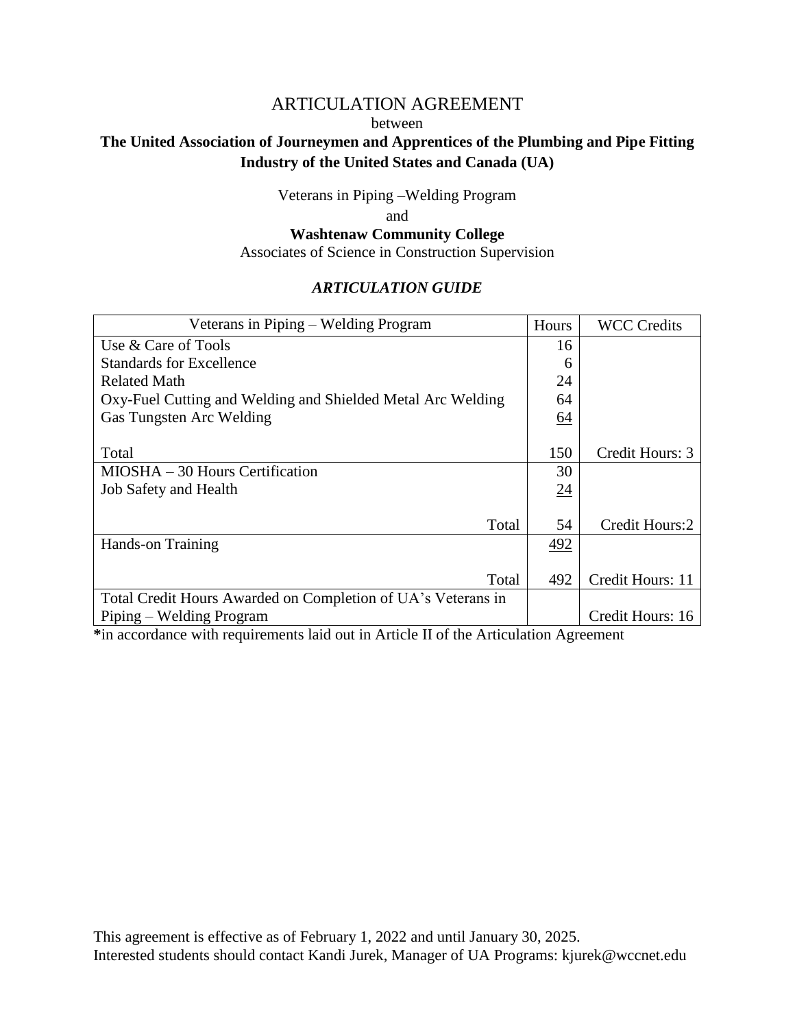# ARTICULATION AGREEMENT

between

**The United Association of Journeymen and Apprentices of the Plumbing and Pipe Fitting Industry of the United States and Canada (UA)**

Veterans in Piping –Welding Program

and

**Washtenaw Community College**

Associates of Science in Construction Supervision

## *ARTICULATION GUIDE*

| Veterans in Piping – Welding Program | Hours | WCC Credits |
|---|---|---|
| Use & Care of Tools | 16 | |
| Standards for Excellence | 6 | |
| Related Math | 24 | |
| Oxy-Fuel Cutting and Welding and Shielded Metal Arc Welding | 64 | |
| Gas Tungsten Arc Welding | 64 | |
| Total | 150 | Credit Hours: 3 |
| MIOSHA – 30 Hours Certification | 30 | |
| Job Safety and Health | 24 | |
| Total | 54 | Credit Hours:2 |
| Hands-on Training | 492 | |
| Total | 492 | Credit Hours: 11 |
| Total Credit Hours Awarded on Completion of UA's Veterans in Piping – Welding Program | | Credit Hours: 16 |

**\***in accordance with requirements laid out in Article II of the Articulation Agreement

This agreement is effective as of February 1, 2022 and until January 30, 2025.
Interested students should contact Kandi Jurek, Manager of UA Programs: kjurek@wccnet.edu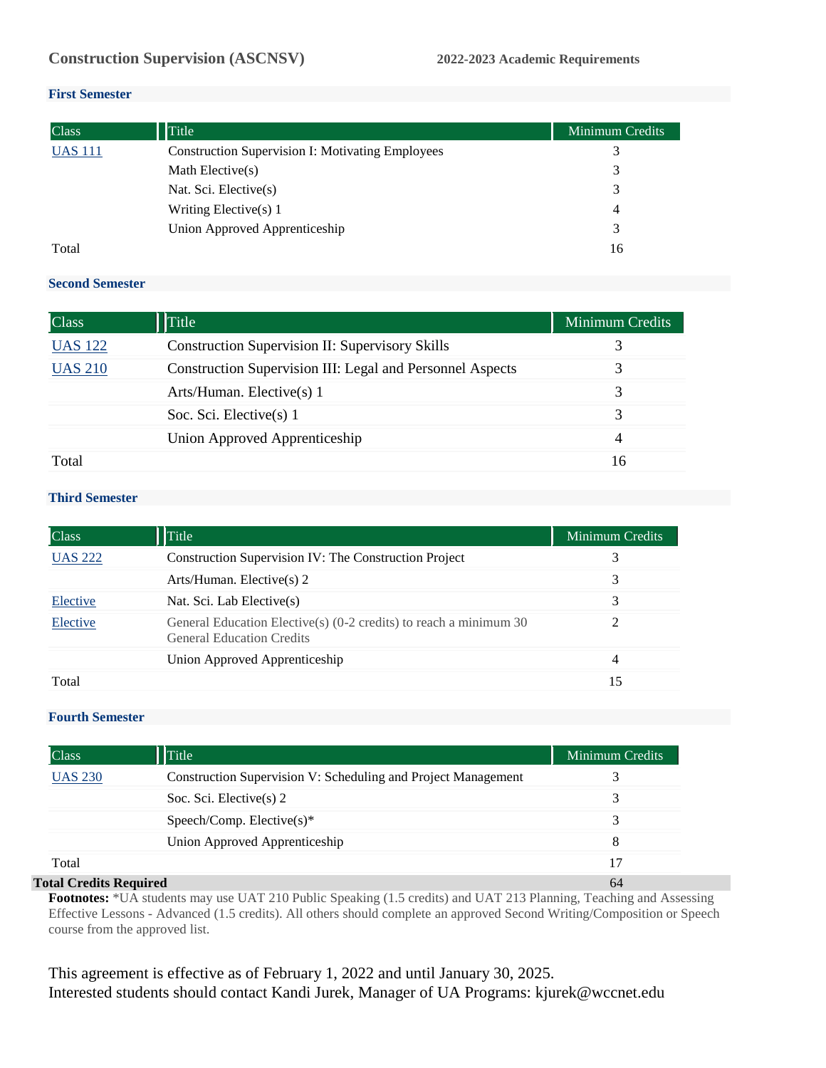## Construction Supervision (ASCNSV)

**2022-2023 Academic Requirements**

### First Semester

| Class | Title | Minimum Credits |
|---|---|---|
| UAS 111 | Construction Supervision I: Motivating Employees | 3 |
| | Math Elective(s) | 3 |
| | Nat. Sci. Elective(s) | 3 |
| | Writing Elective(s) 1 | 4 |
| | Union Approved Apprenticeship | 3 |
| Total | | 16 |

### Second Semester

| Class | Title | Minimum Credits |
|---|---|---|
| UAS 122 | Construction Supervision II: Supervisory Skills | 3 |
| UAS 210 | Construction Supervision III: Legal and Personnel Aspects | 3 |
| | Arts/Human. Elective(s) 1 | 3 |
| | Soc. Sci. Elective(s) 1 | 3 |
| | Union Approved Apprenticeship | 4 |
| Total | | 16 |

### Third Semester

| Class | Title | Minimum Credits |
|---|---|---|
| UAS 222 | Construction Supervision IV: The Construction Project | 3 |
| | Arts/Human. Elective(s) 2 | 3 |
| Elective | Nat. Sci. Lab Elective(s) | 3 |
| Elective | General Education Elective(s) (0-2 credits) to reach a minimum 30 General Education Credits | 2 |
| | Union Approved Apprenticeship | 4 |
| Total | | 15 |

### Fourth Semester

| Class | Title | Minimum Credits |
|---|---|---|
| UAS 230 | Construction Supervision V: Scheduling and Project Management | 3 |
| | Soc. Sci. Elective(s) 2 | 3 |
| | Speech/Comp. Elective(s)* | 3 |
| | Union Approved Apprenticeship | 8 |
| Total | | 17 |

**Total Credits Required** 64

**Footnotes:** *UA students may use UAT 210 Public Speaking (1.5 credits) and UAT 213 Planning, Teaching and Assessing Effective Lessons - Advanced (1.5 credits). All others should complete an approved Second Writing/Composition or Speech course from the approved list.

This agreement is effective as of February 1, 2022 and until January 30, 2025.
Interested students should contact Kandi Jurek, Manager of UA Programs: kjurek@wccnet.edu